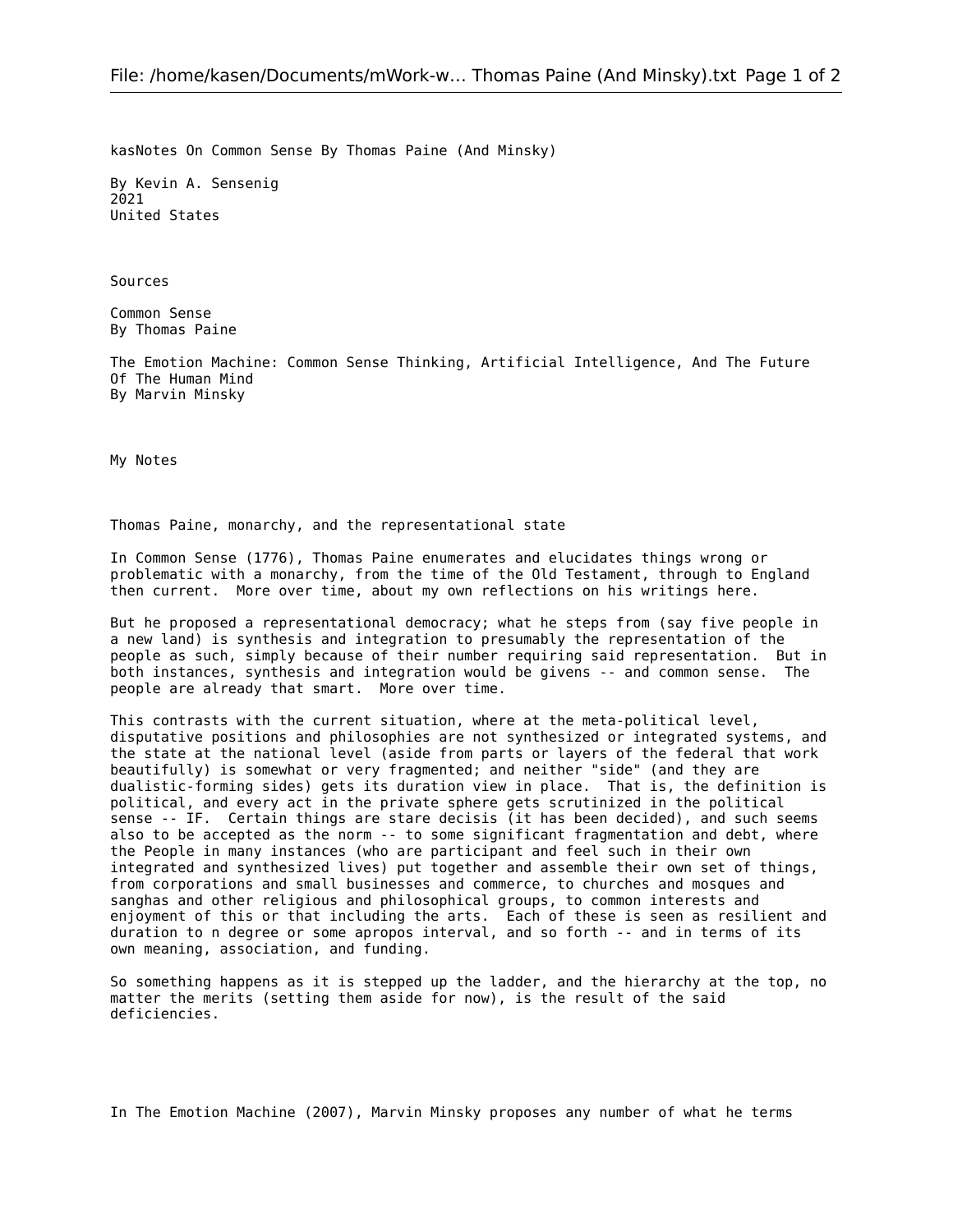kasNotes On Common Sense By Thomas Paine (And Minsky)

By Kevin A. Sensenig
2021
United States

Sources

Common Sense
By Thomas Paine

The Emotion Machine: Common Sense Thinking, Artificial Intelligence, And The Future Of The Human Mind
By Marvin Minsky

My Notes

Thomas Paine, monarchy, and the representational state

In Common Sense (1776), Thomas Paine enumerates and elucidates things wrong or problematic with a monarchy, from the time of the Old Testament, through to England then current. More over time, about my own reflections on his writings here.

But he proposed a representational democracy; what he steps from (say five people in a new land) is synthesis and integration to presumably the representation of the people as such, simply because of their number requiring said representation. But in both instances, synthesis and integration would be givens -- and common sense. The people are already that smart. More over time.

This contrasts with the current situation, where at the meta-political level, disputative positions and philosophies are not synthesized or integrated systems, and the state at the national level (aside from parts or layers of the federal that work beautifully) is somewhat or very fragmented; and neither "side" (and they are dualistic-forming sides) gets its duration view in place. That is, the definition is political, and every act in the private sphere gets scrutinized in the political sense -- IF. Certain things are stare decisis (it has been decided), and such seems also to be accepted as the norm -- to some significant fragmentation and debt, where the People in many instances (who are participant and feel such in their own integrated and synthesized lives) put together and assemble their own set of things, from corporations and small businesses and commerce, to churches and mosques and sanghas and other religious and philosophical groups, to common interests and enjoyment of this or that including the arts. Each of these is seen as resilient and duration to n degree or some apropos interval, and so forth -- and in terms of its own meaning, association, and funding.

So something happens as it is stepped up the ladder, and the hierarchy at the top, no matter the merits (setting them aside for now), is the result of the said deficiencies.

In The Emotion Machine (2007), Marvin Minsky proposes any number of what he terms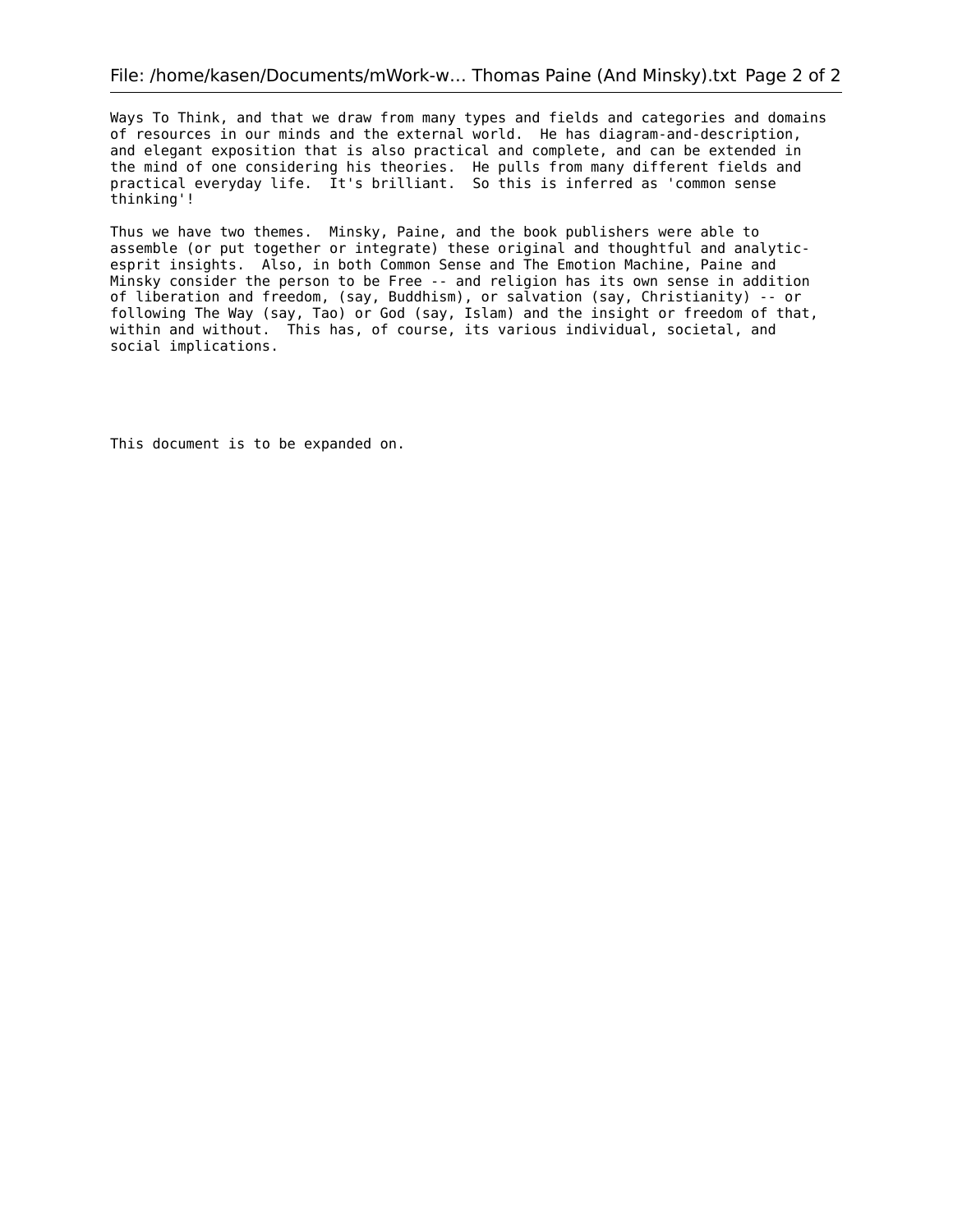Ways To Think, and that we draw from many types and fields and categories and domains of resources in our minds and the external world. He has diagram-and-description, and elegant exposition that is also practical and complete, and can be extended in the mind of one considering his theories. He pulls from many different fields and practical everyday life. It's brilliant. So this is inferred as 'common sense thinking'!

Thus we have two themes. Minsky, Paine, and the book publishers were able to assemble (or put together or integrate) these original and thoughtful and analytic-esprit insights. Also, in both Common Sense and The Emotion Machine, Paine and Minsky consider the person to be Free -- and religion has its own sense in addition of liberation and freedom, (say, Buddhism), or salvation (say, Christianity) -- or following The Way (say, Tao) or God (say, Islam) and the insight or freedom of that, within and without. This has, of course, its various individual, societal, and social implications.

This document is to be expanded on.